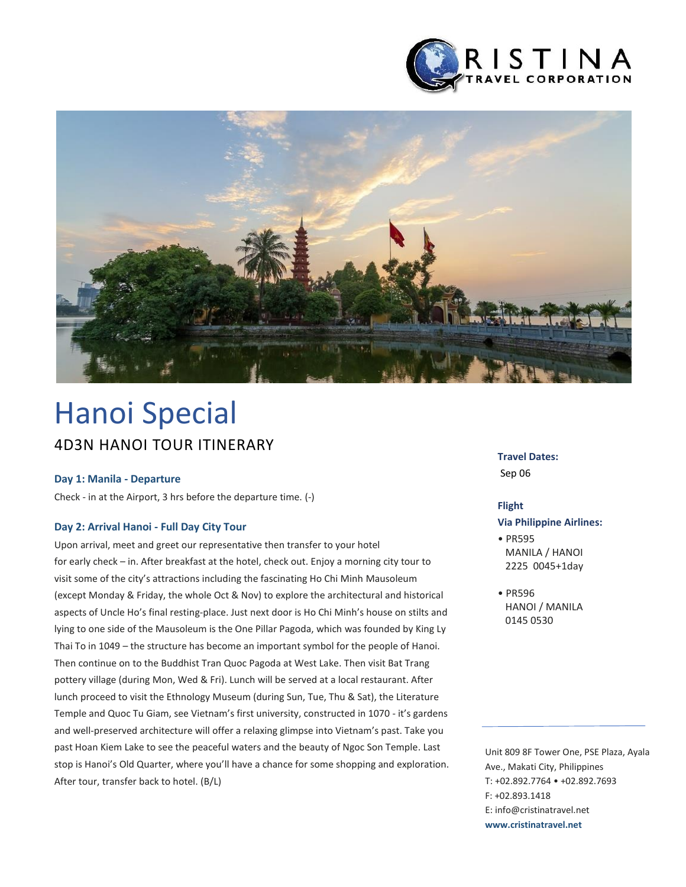# Hanoi Special

## 4D3N HANOI TOUR ITINERARY

### Day 1: Manila - Departure

Check - in at the Airport, 3 hrs before the departure time. (-)

### Day 2: Arrival Hanoi - Full Day City Tour

Upon arrival, meet and greet our representative then transfer to your hotel for early check – in. After breakfast at the hotel, check out. Enjoy a morning city tour to visit some of the city's attractions including the fascinating Ho Chi Minh Mausoleum (except Monday & Friday, the whole Oct & Nov) to explore the architectural and historical aspects of Uncle Ho's final resting-place. Just next door is Ho Chi Minh's house on stilts and lying to one side of the Mausoleum is the One Pillar Pagoda, which was founded by King Ly Thai To in 1049 – the structure has become an important symbol for the people of Hanoi. Then continue on to the Buddhist Tran Quoc Pagoda at West Lake. Then visit Bat Trang pottery village (during Mon, Wed & Fri). Lunch will be served at a local restaurant. After lunch proceed to visit the Ethnology Museum (during Sun, Tue, Thu & Sat), the Literature Temple and Quoc Tu Giam, see Vietnam's first university, constructed in 1070 - it's gardens and well-preserved architecture will offer a relaxing glimpse into Vietnam's past. Take you past Hoan Kiem Lake to see the peaceful waters and the beauty of Ngoc Son Temple. Last stop is Hanoi's Old Quarter, where you'll have a chance for some shopping and exploration. After tour, transfer back to hotel. (B/L)

**Travel Dates:**

Sep 06

**Flight**

**Via Philippine Airlines:**

- PR595
  MANILA / HANOI
  2225 0045+1day
- PR596
  HANOI / MANILA
  0145 0530

Unit 809 8F Tower One, PSE Plaza, Ayala Ave., Makati City, Philippines
T: +02.892.7764 • +02.892.7693
F: +02.893.1418
E: info@cristinatravel.net
**www.cristinatravel.net**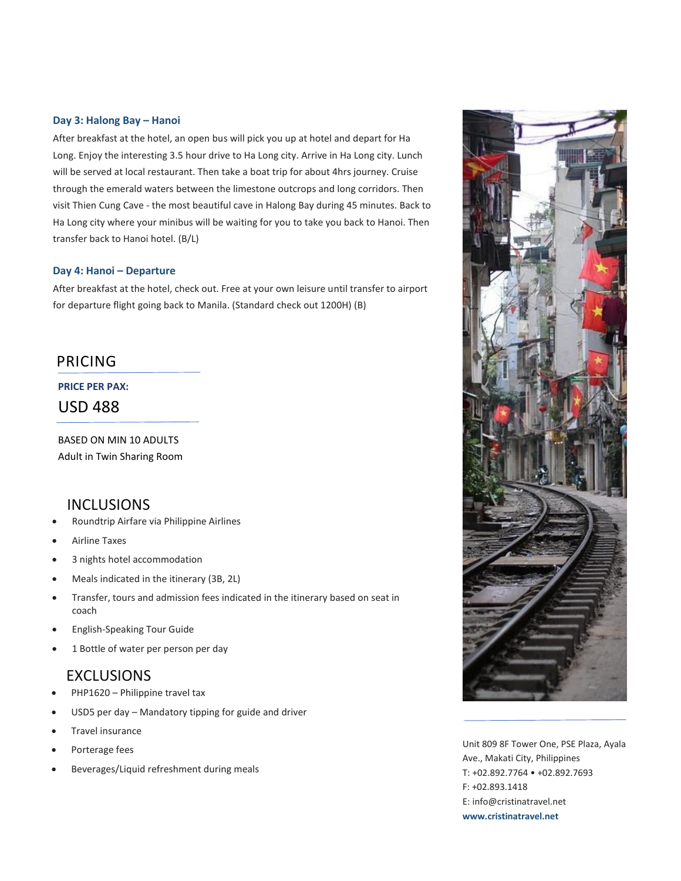### Day 3: Halong Bay – Hanoi

After breakfast at the hotel, an open bus will pick you up at hotel and depart for Ha Long. Enjoy the interesting 3.5 hour drive to Ha Long city. Arrive in Ha Long city. Lunch will be served at local restaurant. Then take a boat trip for about 4hrs journey. Cruise through the emerald waters between the limestone outcrops and long corridors. Then visit Thien Cung Cave - the most beautiful cave in Halong Bay during 45 minutes. Back to Ha Long city where your minibus will be waiting for you to take you back to Hanoi. Then transfer back to Hanoi hotel. (B/L)

### Day 4: Hanoi – Departure

After breakfast at the hotel, check out. Free at your own leisure until transfer to airport for departure flight going back to Manila. (Standard check out 1200H) (B)

## PRICING

**PRICE PER PAX:**

USD 488

BASED ON MIN 10 ADULTS
Adult in Twin Sharing Room

## INCLUSIONS

- Roundtrip Airfare via Philippine Airlines
- Airline Taxes
- 3 nights hotel accommodation
- Meals indicated in the itinerary (3B, 2L)
- Transfer, tours and admission fees indicated in the itinerary based on seat in coach
- English-Speaking Tour Guide
- 1 Bottle of water per person per day

## EXCLUSIONS

- PHP1620 – Philippine travel tax
- USD5 per day – Mandatory tipping for guide and driver
- Travel insurance
- Porterage fees
- Beverages/Liquid refreshment during meals

Unit 809 8F Tower One, PSE Plaza, Ayala Ave., Makati City, Philippines
T: +02.892.7764 • +02.892.7693
F: +02.893.1418
E: info@cristinatravel.net
**www.cristinatravel.net**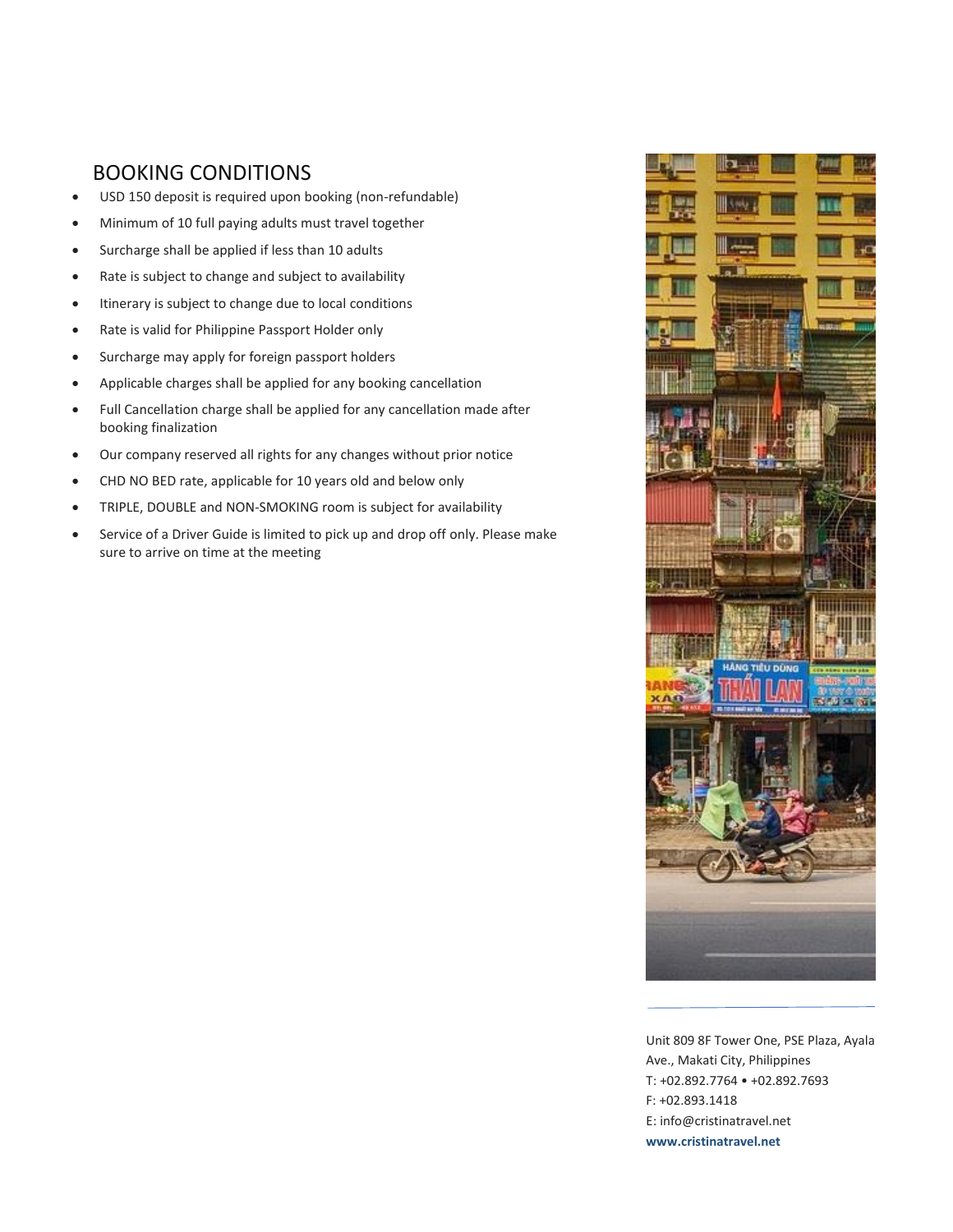## BOOKING CONDITIONS

- USD 150 deposit is required upon booking (non-refundable)
- Minimum of 10 full paying adults must travel together
- Surcharge shall be applied if less than 10 adults
- Rate is subject to change and subject to availability
- Itinerary is subject to change due to local conditions
- Rate is valid for Philippine Passport Holder only
- Surcharge may apply for foreign passport holders
- Applicable charges shall be applied for any booking cancellation
- Full Cancellation charge shall be applied for any cancellation made after booking finalization
- Our company reserved all rights for any changes without prior notice
- CHD NO BED rate, applicable for 10 years old and below only
- TRIPLE, DOUBLE and NON-SMOKING room is subject for availability
- Service of a Driver Guide is limited to pick up and drop off only. Please make sure to arrive on time at the meeting

Unit 809 8F Tower One, PSE Plaza, Ayala Ave., Makati City, Philippines
T: +02.892.7764 • +02.892.7693
F: +02.893.1418
E: info@cristinatravel.net
**www.cristinatravel.net**